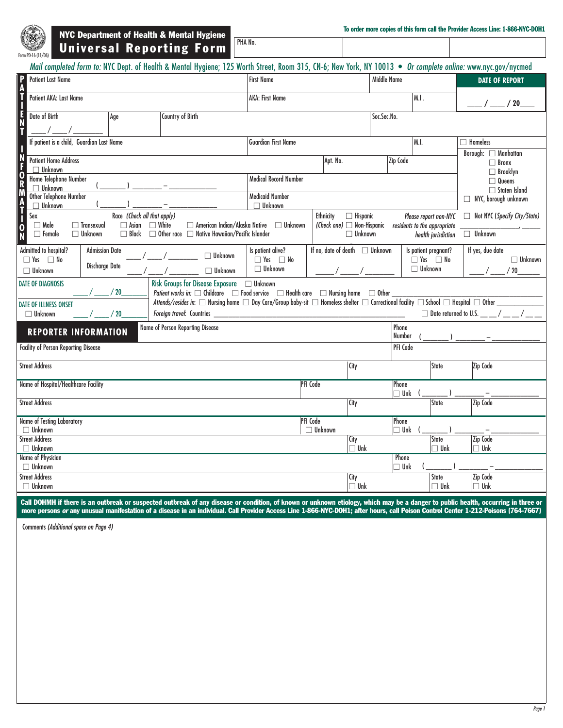NYC Department of Health & Mental Hygiene

# Universal Reporting Form

Form PD-16 (11/06)

PHA No.

**To order more copies of this form call the Provider Access Line: 1-866-NYC-DOH1**

*Mail completed form to:* NYC Dept. of Health & Mental Hygiene; 125 Worth Street, Room 315, CN-6; New York, NY 10013 • *Or complete online:* www.nyc.gov/nycmed

## PATIENT INFORMATION

| Patient Last Name | First Name | Middle Name | **DATE OF REPORT** |
|---|---|---|---|
| Patient AKA: Last Name | AKA: First Name | M.I. | ___ / ___ / 20___ |
| Date of Birth ___ / ___ / _______ | Age | Country of Birth | Soc.Sec.No. |
| If patient is a child, Guardian Last Name | Guardian First Name | M.I. | ☐ Homeless |
| Patient Home Address ☐ Unknown | Apt. No. | Zip Code | Borough: ☐ Manhattan ☐ Bronx ☐ Brooklyn ☐ Queens ☐ Staten Island ☐ NYC, borough unknown |
| Home Telephone Number ☐ Unknown ( _____ ) _____ – _________ | Medical Record Number | | |
| Other Telephone Number ☐ Unknown ( _____ ) _____ – _________ | Medicaid Number ☐ Unknown | | |

Sex: ☐ Male ☐ Female ☐ Transexual ☐ Unknown

Race *(Check all that apply)*: ☐ Asian ☐ White ☐ American Indian/Alaska Native ☐ Unknown ☐ Black ☐ Other race ☐ Native Hawaiian/Pacific Islander

Ethnicity *(Check one)*: ☐ Hispanic ☐ Non-Hispanic ☐ Unknown

*Please report non-NYC residents to the appropriate health jurisdiction*: ☐ Not NYC (*Specify City/State*) ______________, _____ ☐ Unknown

| Admitted to hospital? ☐ Yes ☐ No ☐ Unknown | Admission Date ___ / ___ / _______ ☐ Unknown; Discharge Date ___ / ___ / _______ ☐ Unknown | Is patient alive? ☐ Yes ☐ No ☐ Unknown | If no, date of death ☐ Unknown ___ / ___ / ___ | Is patient pregnant? ☐ Yes ☐ No ☐ Unknown | If yes, due date ☐ Unknown ___ / ___ / 20_____ |
|---|---|---|---|---|---|

DATE OF DIAGNOSIS ___ / ___ / 20_____

DATE OF ILLNESS ONSET ☐ Unknown ___ / ___ / 20_____

Risk Groups for Disease Exposure ☐ Unknown

*Patient works in:* ☐ Childcare ☐ Food service ☐ Health care ☐ Nursing home ☐ Other ______________

*Attends/resides in:* ☐ Nursing home ☐ Day Care/Group baby-sit ☐ Homeless shelter ☐ Correctional facility ☐ School ☐ Hospital ☐ Other ______________

*Foreign travel:* Countries ______________ ☐ Date returned to U.S. __ __ / __ __ / __ __

## REPORTER INFORMATION

| Name of Person Reporting Disease | | Phone Number ( _____ ) _____ – _________ | |
|---|---|---|---|
| Facility of Person Reporting Disease | | PFI Code | |
| Street Address | City | State | Zip Code |
| Name of Hospital/Healthcare Facility | PFI Code | Phone ☐ Unk ( _____ ) _____ – _________ | |
| Street Address | City | State | Zip Code |
| Name of Testing Laboratory ☐ Unknown | PFI Code ☐ Unknown | Phone ☐ Unk ( _____ ) _____ – _________ | |
| Street Address ☐ Unknown | City ☐ Unk | State ☐ Unk | Zip Code ☐ Unk |
| Name of Physician ☐ Unknown | | Phone ☐ Unk ( _____ ) _____ – _________ | |
| Street Address ☐ Unknown | City ☐ Unk | State ☐ Unk | Zip Code ☐ Unk |

**Call DOHMH if there is an outbreak or suspected outbreak of any disease or condition, of known or unknown etiology, which may be a danger to public health, occurring in three or more persons *or* any unusual manifestation of a disease in an individual. Call Provider Access Line 1-866-NYC-DOH1; after hours, call Poison Control Center 1-212-Poisons (764-7667)**

Comments *(Additional space on Page 4)*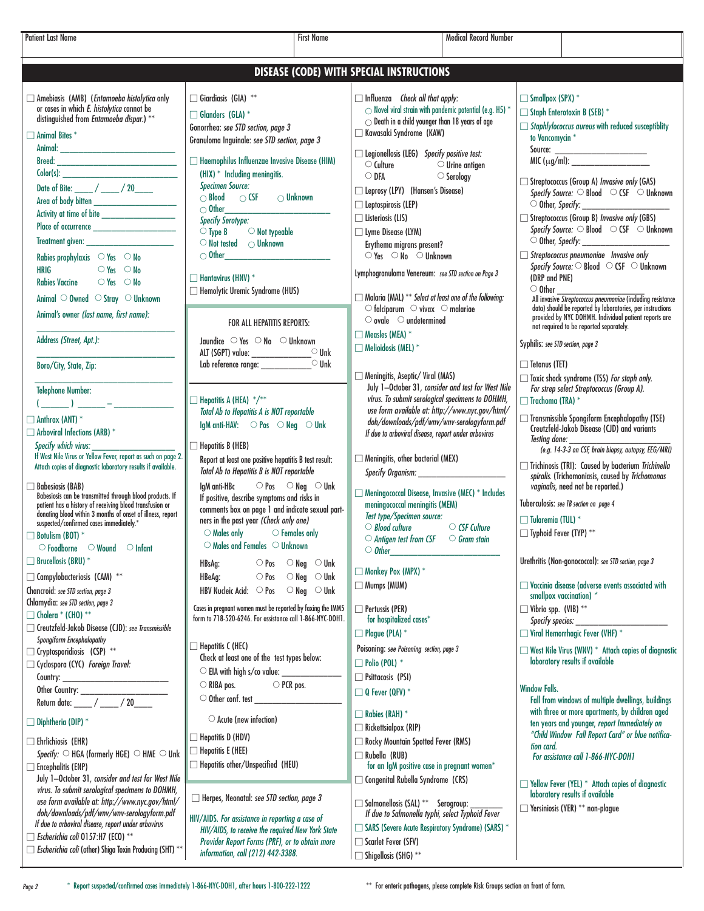| Patient Last Name | First Name | Medical Record Number | |
|---|---|---|---|
| | | | |

## DISEASE (CODE) WITH SPECIAL INSTRUCTIONS

☐ Amebiasis (AMB) (*Entamoeba histolytica* only or cases in which *E. histolytica* cannot be distinguished from *Entamoeba dispar*.) **

☐ Animal Bites *
- Animal: ____________________
- Breed: ____________________
- Color(s): ____________________
- Date of Bite: ____ / ____ / 20____
- Area of body bitten ____________________
- Activity at time of bite ____________________
- Place of occurrence ____________________
- Treatment given: ____________________
- Rabies prophylaxis ○ Yes ○ No
- HRIG ○ Yes ○ No
- Rabies Vaccine ○ Yes ○ No
- Animal ○ Owned ○ Stray ○ Unknown
- Animal's owner (*last name, first name*): ____________________
- Address (*Street, Apt.*): ____________________
- Boro/City, State, Zip: ____________________
- Telephone Number: ( ______ ) ______ – ____________

☐ Anthrax (ANT) *

☐ Arboviral Infections (ARB) *
*Specify which virus:* ____________________
If West Nile Virus or Yellow Fever, report as such on page 2. Attach copies of diagnostic laboratory results if available.

☐ Babesiosis (BAB)
Babesiosis can be transmitted through blood products. If patient has a history of receiving blood transfusion or donating blood within 3 months of onset of illness, report suspected/confirmed cases immediately.*

☐ Botulism (BOT) *
○ Foodborne ○ Wound ○ Infant

☐ Brucellosis (BRU) *

☐ Campylobacteriosis (CAM) **

Chancroid: *see STD section, page 3*

Chlamydia: *see STD section, page 3*

☐ Cholera * (CHO) **

☐ Creutzfeld-Jakob Disease (CJD): *see Transmissible Spongiform Encephalopathy*

☐ Cryptosporidiosis (CSP) **

☐ Cyclospora (CYC) *Foreign Travel:*
- Country: ____________________
- Other Country: ____________________
- Return date: ____ / ____ / 20____

☐ Diphtheria (DIP) *

☐ Ehrlichiosis (EHR)
*Specify:* ○ HGA (formerly HGE) ○ HME ○ Unk

☐ Encephalitis (ENP)
July 1–October 31, *consider and test for West Nile virus. To submit serological specimens to DOHMH, use form available at: http://www.nyc.gov/html/doh/downloads/pdf/wnv/wnv-serologyform.pdf*
*If due to arboviral disease, report under arbovirus*

☐ *Escherichia coli* O157:H7 (ECO) **

☐ *Escherichia coli* (other) Shiga Toxin Producing (SHT) **

☐ Giardiasis (GIA) **

☐ Glanders (GLA) *

Gonorrhea: *see STD section, page 3*

Granuloma Inguinale: *see STD section, page 3*

☐ Haemophilus Influenzae Invasive Disease (HIM) (HIX) * Including meningitis.
*Specimen Source:*
○ Blood ○ CSF ○ Unknown
○ Other____________________
*Specify Serotype:*
○ Type B ○ Not typeable
○ Not tested ○ Unknown
○ Other____________________

☐ Hantavirus (HNV) *

☐ Hemolytic Uremic Syndrome (HUS)

**FOR ALL HEPATITIS REPORTS:**
- Jaundice ○ Yes ○ No ○ Unknown
- ALT (SGPT) value: ____________ ○ Unk
- Lab reference range: ____________ ○ Unk

☐ Hepatitis A (HEA) */**
*Total Ab to Hepatitis A is NOT reportable*
IgM anti-HAV: ○ Pos ○ Neg ○ Unk

☐ Hepatitis B (HEB)
Report at least one positive hepatitis B test result:
*Total Ab to Hepatitis B is NOT reportable*
- IgM anti-HBc ○ Pos ○ Neg ○ Unk

If positive, describe symptoms and risks in comments box on page 1 and indicate sexual partners in the past year *(Check only one)*
○ Males only ○ Females only
○ Males and Females ○ Unknown
- HBsAg: ○ Pos ○ Neg ○ Unk
- HBeAg: ○ Pos ○ Neg ○ Unk
- HBV Nucleic Acid: ○ Pos ○ Neg ○ Unk

Cases in pregnant women must be reported by faxing the IMMS form to 718-520-6246. For assistance call 1-866-NYC-DOH1.

☐ Hepatitis C (HEC)
Check at least one of the test types below:
○ EIA with high s/co value: ____________
○ RIBA pos. ○ PCR pos.
○ Other conf. test ____________
○ Acute (new infection)

☐ Hepatitis D (HDV)

☐ Hepatitis E (HEE)

☐ Hepatitis other/Unspecified (HEU)

☐ Herpes, Neonatal: *see STD section, page 3*

HIV/AIDS. *For assistance in reporting a case of HIV/AIDS, to receive the required New York State Provider Report Forms (PRF), or to obtain more information, call (212) 442-3388.*

☐ Influenza *Check all that apply:*
○ Novel viral strain with pandemic potential (e.g. H5) *
○ Death in a child younger than 18 years of age

☐ Kawasaki Syndrome (KAW)

☐ Legionellosis (LEG) *Specify positive test:*
○ Culture ○ Urine antigen
○ DFA ○ Serology

☐ Leprosy (LPY) (Hansen's Disease)

☐ Leptospirosis (LEP)

☐ Listeriosis (LIS)

☐ Lyme Disease (LYM)
Erythema migrans present?
○ Yes ○ No ○ Unknown

Lymphogranuloma Venereum: *see STD section on Page 3*

☐ Malaria (MAL) ** *Select at least one of the following:*
○ falciparum ○ vivax ○ malariae
○ ovale ○ undetermined

☐ Measles (MEA) *

☐ Melioidosis (MEL) *

☐ Meningitis, Aseptic/ Viral (MAS)
July 1–October 31, *consider and test for West Nile virus. To submit serological specimens to DOHMH, use form available at: http://www.nyc.gov/html/doh/downloads/pdf/wnv/wnv-serologyform.pdf*
*If due to arboviral disease, report under arbovirus*

☐ Meningitis, other bacterial (MEX)
*Specify Organism:* ____________________

☐ Meningococcal Disease, Invasive (MEC) * Includes meningococcal meningitis (MEM)
*Test type/Specimen source:*
○ *Blood culture* ○ *CSF Culture*
○ *Antigen test from CSF* ○ *Gram stain*
○ *Other*____________________

☐ Monkey Pox (MPX) *

☐ Mumps (MUM)

☐ Pertussis (PER) for hospitalized cases*

☐ Plague (PLA) *

Poisoning: *see Poisoning section, page 3*

☐ Polio (POL) *

☐ Psittacosis (PSI)

☐ Q Fever (QFV) *

☐ Rabies (RAH) *

☐ Rickettsialpox (RIP)

☐ Rocky Mountain Spotted Fever (RMS)

☐ Rubella (RUB) for an IgM positive case in pregnant women*

☐ Congenital Rubella Syndrome (CRS)

☐ Salmonellosis (SAL) ** Serogroup: ________
*If due to Salmonella typhi, select Typhoid Fever*

☐ SARS (Severe Acute Respiratory Syndrome) (SARS) *

☐ Scarlet Fever (SFV)

☐ Shigellosis (SHG) **

☐ Smallpox (SPX) *

☐ Staph Enterotoxin B (SEB) *

☐ *Staphylococcus aureus* with reduced susceptiblity to Vancomycin *
- Source: ____________________
- MIC (μg/ml): ____________________

☐ Streptococcus (Group A) *Invasive only* (GAS)
*Specify Source:* ○ Blood ○ CSF ○ Unknown
○ Other, *Specify:* ____________________

☐ Streptococcus (Group B) *Invasive only* (GBS)
*Specify Source:* ○ Blood ○ CSF ○ Unknown
○ Other, *Specify:* ____________________

☐ *Streptococcus pneumoniae Invasive only*
*Specify Source:* ○ Blood ○ CSF ○ Unknown (DRP and PNE)
○ Other ____________________
All invasive *Streptococcus pneumoniae* (including resistance data) should be reported by laboratories, per instructions provided by NYC DOHMH. Individual patient reports are not required to be reported separately.

Syphilis: *see STD section, page 3*

☐ Tetanus (TET)

☐ Toxic shock syndrome (TSS) *For staph only. For strep select Streptococcus (Group A).*

☐ Trachoma (TRA) *

☐ Transmissible Spongiform Encephalopathy (TSE) Creutzfeld-Jakob Disease (CJD) and variants
*Testing done:* ____________________
*(e.g. 14-3-3 on CSF, brain biopsy, autopsy, EEG/MRI)*

☐ Trichinosis (TRI): Caused by bacterium *Trichinella spiralis*. (Trichomoniasis, caused by *Trichomonas vaginalis*, need not be reported.)

Tuberculosis: *see TB section on page 4*

☐ Tularemia (TUL) *

☐ Typhoid Fever (TYP) **

Urethritis (Non-gonococcal): *see STD section, page 3*

☐ Vaccinia disease (adverse events associated with smallpox vaccination) *

☐ Vibrio spp. (VIB) **
*Specify species:* ____________________

☐ Viral Hemorrhagic Fever (VHF) *

☐ West Nile Virus (WNV) * Attach copies of diagnostic laboratory results if available

Window Falls.
Fall from windows of multiple dwellings, buildings with three or more apartments, by children aged ten years and younger, *report Immediately on "Child Window Fall Report Card" or blue notification card.*
*For assistance call 1-866-NYC-DOH1*

☐ Yellow Fever (YEL) * Attach copies of diagnostic laboratory results if available

☐ Yersiniosis (YER) ** non-plague

\* Report suspected/confirmed cases immediately 1-866-NYC-DOH1, after hours 1-800-222-1222

\*\* For enteric pathogens, please complete Risk Groups section on front of form.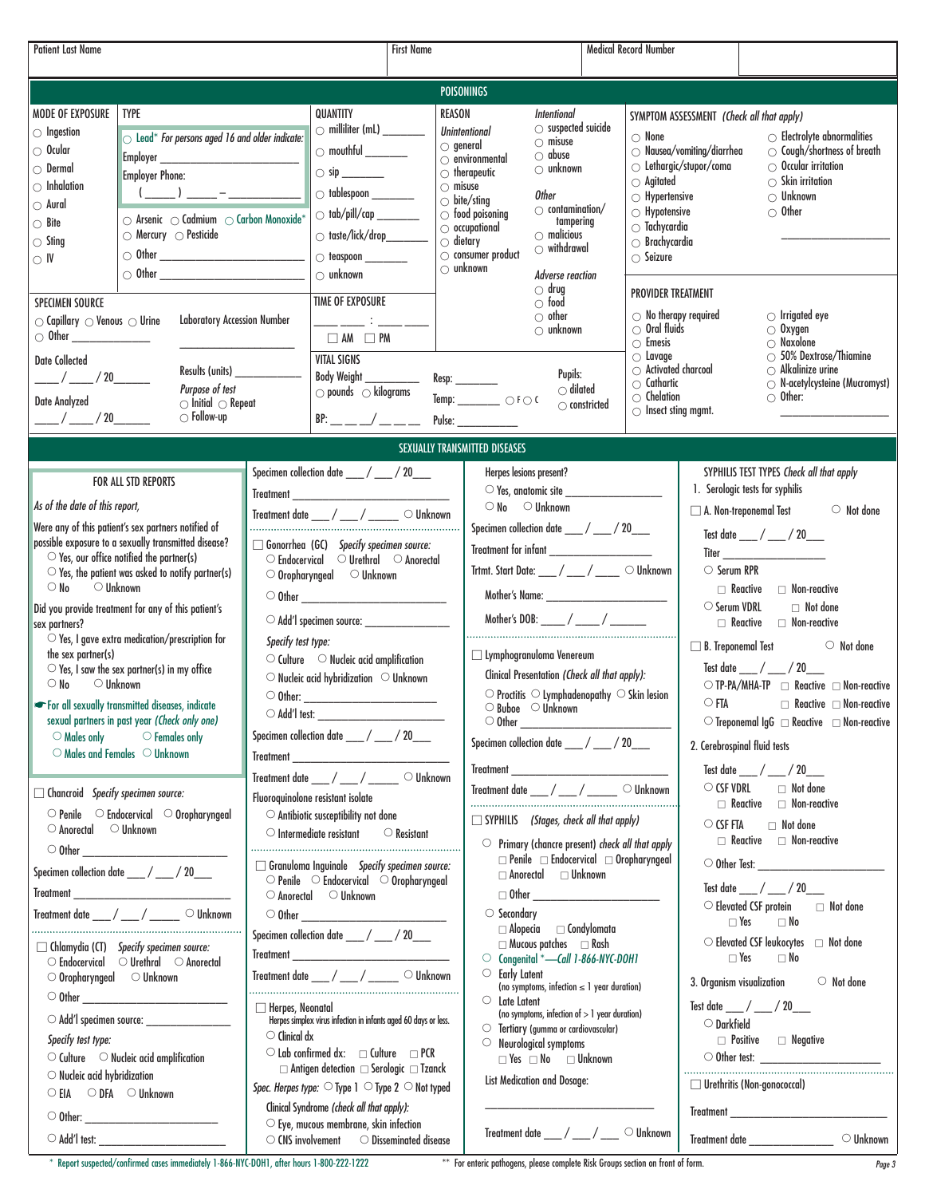| Patient Last Name | First Name | Medical Record Number |
|---|---|---|
| | | |

## POISONINGS

**MODE OF EXPOSURE**
- ○ Ingestion
- ○ Ocular
- ○ Dermal
- ○ Inhalation
- ○ Aural
- ○ Bite
- ○ Sting
- ○ IV

**TYPE**
- ○ Lead* *For persons aged 16 and older indicate:*
  - Employer ___________________________
  - Employer Phone: ( _____ ) _____ – ________
- ○ Arsenic ○ Cadmium ○ Carbon Monoxide*
- ○ Mercury ○ Pesticide
- ○ Other ___________________________
- ○ Other ___________________________

**QUANTITY**
- ○ milliliter (mL) ________
- ○ mouthful ________
- ○ sip ________
- ○ tablespoon ________
- ○ tab/pill/cap ________
- ○ taste/lick/drop________
- ○ teaspoon ________
- ○ unknown

**REASON**

*Unintentional*
- ○ general
- ○ environmental
- ○ therapeutic
- ○ misuse
- ○ bite/sting
- ○ food poisoning
- ○ occupational
- ○ dietary
- ○ consumer product
- ○ unknown

*Intentional*
- ○ suspected suicide
- ○ misuse
- ○ abuse
- ○ unknown

*Other*
- ○ contamination/tampering
- ○ malicious
- ○ withdrawal

*Adverse reaction*
- ○ drug
- ○ food
- ○ other
- ○ unknown

**SYMPTOM ASSESSMENT** *(Check all that apply)*
- ○ None
- ○ Nausea/vomiting/diarrhea
- ○ Lethargic/stupor/coma
- ○ Agitated
- ○ Hypertensive
- ○ Hypotensive
- ○ Tachycardia
- ○ Brachycardia
- ○ Seizure
- ○ Electrolyte abnormalities
- ○ Cough/shortness of breath
- ○ Occular irritation
- ○ Skin irritation
- ○ Unknown
- ○ Other ___________________

**PROVIDER TREATMENT**
- ○ No therapy required
- ○ Oral fluids
- ○ Emesis
- ○ Lavage
- ○ Activated charcoal
- ○ Cathartic
- ○ Chelation
- ○ Insect sting mgmt.
- ○ Irrigated eye
- ○ Oxygen
- ○ Naxolone
- ○ 50% Dextrose/Thiamine
- ○ Alkalinize urine
- ○ N-acetylcysteine (Mucomyst)
- ○ Other: ___________________

**SPECIMEN SOURCE**
- ○ Capillary ○ Venous ○ Urine
- ○ Other ______________

Laboratory Accession Number

Date Collected ____ / ____ / 20______

Results (units) ____________

*Purpose of test*
- ○ Initial ○ Repeat
- ○ Follow-up

Date Analyzed ____ / ____ / 20______

**TIME OF EXPOSURE**

____ ____ : ____ ____ □ AM □ PM

**VITAL SIGNS**

Body Weight __________ ○ pounds ○ kilograms

BP: __ __ __/ __ __ __

Resp: ________

Temp: ________ ○ F ○ C

Pulse: ___________

Pupils: ○ dilated ○ constricted

## SEXUALLY TRANSMITTED DISEASES

### FOR ALL STD REPORTS

*As of the date of this report,*

Were any of this patient's sex partners notified of possible exposure to a sexually transmitted disease?
- ○ Yes, our office notified the partner(s)
- ○ Yes, the patient was asked to notify partner(s)
- ○ No ○ Unknown

Did you provide treatment for any of this patient's sex partners?
- ○ Yes, I gave extra medication/prescription for the sex partner(s)
- ○ Yes, I saw the sex partner(s) in my office
- ○ No ○ Unknown

☛ For all sexually transmitted diseases, indicate sexual partners in past year *(Check only one)*
- ○ Males only ○ Females only
- ○ Males and Females ○ Unknown

□ **Chancroid** *Specify specimen source:*
- ○ Penile ○ Endocervical ○ Oropharyngeal
- ○ Anorectal ○ Unknown
- ○ Other ___________________________

Specimen collection date ___ / ___ / 20___

Treatment ___________________________

Treatment date ___ / ___ / _____ ○ Unknown

□ **Chlamydia (CT)** *Specify specimen source:*
- ○ Endocervical ○ Urethral ○ Anorectal
- ○ Oropharyngeal ○ Unknown
- ○ Other ___________________________
- ○ Add'l specimen source: _______________

*Specify test type:*
- ○ Culture ○ Nucleic acid amplification
- ○ Nucleic acid hybridization
- ○ EIA ○ DFA ○ Unknown
- ○ Other: ______________________
- ○ Add'l test: ______________________

Specimen collection date ___ / ___ / 20___

Treatment ___________________________

Treatment date ___ / ___ / _____ ○ Unknown

□ **Gonorrhea (GC)** *Specify specimen source:*
- ○ Endocervical ○ Urethral ○ Anorectal
- ○ Oropharyngeal ○ Unknown
- ○ Other ___________________________
- ○ Add'l specimen source: _______________

*Specify test type:*
- ○ Culture ○ Nucleic acid amplification
- ○ Nucleic acid hybridization ○ Unknown
- ○ Other: ______________________
- ○ Add'l test: ______________________

Specimen collection date ___ / ___ / 20___

Treatment ___________________________

Treatment date ___ / ___ / _____ ○ Unknown

Fluoroquinolone resistant isolate
- ○ Antibiotic susceptibility not done
- ○ Intermediate resistant ○ Resistant

□ **Granuloma Inguinale** *Specify specimen source:*
- ○ Penile ○ Endocervical ○ Oropharyngeal
- ○ Anorectal ○ Unknown
- ○ Other ___________________________

Specimen collection date ___ / ___ / 20___

Treatment ___________________________

Treatment date ___ / ___ / _____ ○ Unknown

□ **Herpes, Neonatal**
Herpes simplex virus infection in infants aged 60 days or less.
- ○ Clinical dx
- ○ Lab confirmed dx: □ Culture □ PCR
  - □ Antigen detection □ Serologic □ Tzanck

*Spec. Herpes type:* ○ Type 1 ○ Type 2 ○ Not typed

*Clinical Syndrome (check all that apply):*
- ○ Eye, mucous membrane, skin infection
- ○ CNS involvement ○ Disseminated disease

Herpes lesions present?
- ○ Yes, anatomic site _________________
- ○ No ○ Unknown

Specimen collection date ___ / ___ / 20___

Treatment for infant __________________

Trtmt. Start Date: ___ / ___ / ____ ○ Unknown

Mother's Name: ______________________

Mother's DOB: ____ / ____ / ______

□ **Lymphogranuloma Venereum**

Clinical Presentation *(Check all that apply):*
- ○ Proctitis ○ Lymphadenopathy ○ Skin lesion
- ○ Buboe ○ Unknown
- ○ Other ___________________________

Specimen collection date ___ / ___ / 20___

Treatment ___________________________

Treatment date ___ / ___ / _____ ○ Unknown

□ **SYPHILIS** *(Stages, check all that apply)*
- ○ Primary (chancre present) *check all that apply*
  - □ Penile □ Endocervical □ Oropharyngeal
  - □ Anorectal □ Unknown
  - □ Other ______________________
- ○ Secondary
  - □ Alopecia □ Condylomata
  - □ Mucous patches □ Rash
- ○ Congenital *—Call 1-866-NYC-DOH1
- ○ Early Latent (no symptoms, infection ≤ 1 year duration)
- ○ Late Latent (no symptoms, infection of > 1 year duration)
- ○ Tertiary (gumma or cardiovascular)
- ○ Neurological symptoms
  - □ Yes □ No □ Unknown

List Medication and Dosage:

______________________________

Treatment date ___ / ___ / ___ ○ Unknown

**SYPHILIS TEST TYPES** *Check all that apply*

1. Serologic tests for syphilis

□ A. Non-treponemal Test ○ Not done

Test date ___ / ___ / 20___

Titer ___________________
- ○ Serum RPR
  - □ Reactive □ Non-reactive
- ○ Serum VDRL □ Not done
  - □ Reactive □ Non-reactive

□ B. Treponemal Test ○ Not done

Test date ___ / ___ / 20___
- ○ TP-PA/MHA-TP □ Reactive □ Non-reactive
- ○ FTA □ Reactive □ Non-reactive
- ○ Treponemal IgG □ Reactive □ Non-reactive

2. Cerebrospinal fluid tests

Test date ___ / ___ / 20___
- ○ CSF VDRL □ Not done
  - □ Reactive □ Non-reactive
- ○ CSF FTA □ Not done
  - □ Reactive □ Non-reactive
- ○ Other Test: ______________________

Test date ___ / ___ / 20___
- ○ Elevated CSF protein □ Not done
  - □ Yes □ No
- ○ Elevated CSF leukocytes □ Not done
  - □ Yes □ No

3. Organism visualization ○ Not done

Test date ___ / ___ / 20___
- ○ Darkfield
  - □ Positive □ Negative
- ○ Other test: ______________________

□ **Urethritis (Non-gonococcal)**

Treatment ___________________________

Treatment date ______________ ○ Unknown

\* Report suspected/confirmed cases immediately 1-866-NYC-DOH1, after hours 1-800-222-1222

** For enteric pathogens, please complete Risk Groups section on front of form.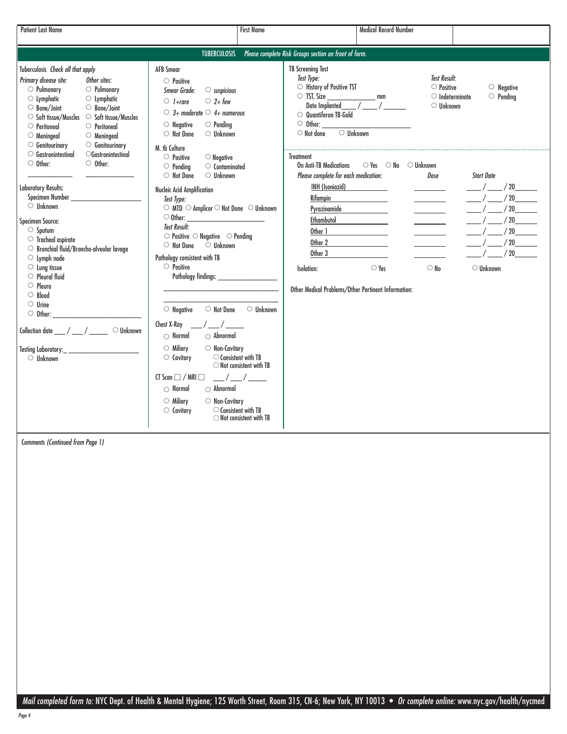| Patient Last Name | First Name | Medical Record Number | |
|---|---|---|---|

## TUBERCULOSIS *Please complete Risk Groups section on front of form.*

**Tuberculosis** *Check all that apply*

| *Primary disease site:* | *Other sites:* |
|---|---|
| ○ Pulmonary | ○ Pulmonary |
| ○ Lymphatic | ○ Lymphatic |
| ○ Bone/Joint | ○ Bone/Joint |
| ○ Soft tissue/Muscles | ○ Soft tissue/Muscles |
| ○ Peritoneal | ○ Peritoneal |
| ○ Meningeal | ○ Meningeal |
| ○ Genitourinary | ○ Genitourinary |
| ○ Gastrointestinal | ○ Gastrointestinal |
| ○ Other: ____________ | ○ Other: ____________ |

**Laboratory Results:**

Specimen Number ____________________
○ Unknown

**Specimen Source:**
- ○ Sputum
- ○ Tracheal aspirate
- ○ Bronchial fluid/Broncho-alveolar lavage
- ○ Lymph node
- ○ Lung tissue
- ○ Pleural fluid
- ○ Pleura
- ○ Blood
- ○ Urine
- ○ Other: ________________________

Collection date ___ / ___ / _____ ○ Unknown

Testing Laboratory:_ ____________________
○ Unknown

**AFB Smear**
- ○ Positive
  - *Smear Grade:* ○ *suspicious*
  - ○ *1+rare* ○ *2+ few*
  - ○ *3+ moderate* ○ *4+ numerous*
- ○ Negative ○ Pending
- ○ Not Done ○ Unknown

**M. tb Culture**
- ○ Positive ○ Negative
- ○ Pending ○ Contaminated
- ○ Not Done ○ Unknown

**Nucleic Acid Amplification**

*Test Type:*
○ MTD ○ Amplicor ○ Not Done ○ Unknown
○ Other: ______________________

*Test Result:*
○ Positive ○ Negative ○ Pending
○ Not Done ○ Unknown

**Pathology consistent with TB**
- ○ Positive
  - Pathology findings: ________________
  - ________________________________
  - ________________________________
- ○ Negative ○ Not Done ○ Unknown

**Chest X-Ray** ___ / ___ / _____
- ○ Normal ○ Abnormal
- ○ Miliary ○ Non-Cavitary
- ○ Cavitary
  - □ Consistent with TB
  - □ Not consistent with TB

**CT Scan** □ / **MRI** □ ___ / ___ / _____
- ○ Normal ○ Abnormal
- ○ Miliary ○ Non-Cavitary
- ○ Cavitary
  - □ Consistent with TB
  - □ Not consistent with TB

**TB Screening Test**

*Test Type:*
- ○ History of Positive TST
- ○ TST, Size ____________ mm
  - Date Implanted____ / ____ / ______
- ○ Quantiferon TB-Gold
- ○ Other: ________________________
- ○ Not done ○ Unknown

*Test Result:*
- ○ Positive ○ Negative
- ○ Indeterminate ○ Pending
- ○ Unknown

**Treatment**

On Anti-TB Medications ○ Yes ○ No ○ Unknown

| *Please complete for each medication:* | *Dose* | *Start Date* |
|---|---|---|
| INH (Isoniazid) | ________ | ___ / ___ / 20____ |
| Rifampin | ________ | ___ / ___ / 20____ |
| Pyrazinamide | ________ | ___ / ___ / 20____ |
| Ethambutol | ________ | ___ / ___ / 20____ |
| Other 1 | ________ | ___ / ___ / 20____ |
| Other 2 | ________ | ___ / ___ / 20____ |
| Other 3 | ________ | ___ / ___ / 20____ |

Isolation: ○ Yes ○ No ○ Unknown

Other Medical Problems/Other Pertinent Information:

Comments *(Continued from Page 1)*

*Mail completed form to:* NYC Dept. of Health & Mental Hygiene; 125 Worth Street, Room 315, CN-6; New York, NY 10013 • *Or complete online:* www.nyc.gov/health/nycmed